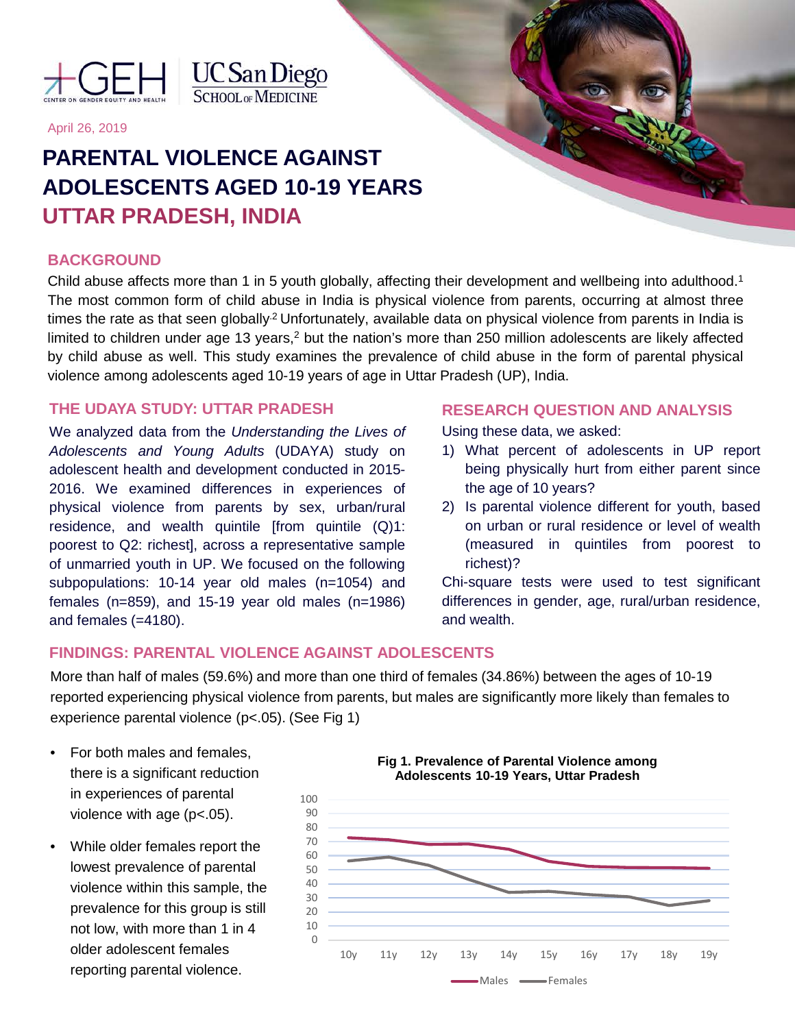April 26, 2019

# PARENTAL VIOLENCE AGAINST ADOLESCENTS AGED 10-19 YEARS
# UTTAR PRADESH, INDIA

## BACKGROUND

Child abuse affects more than 1 in 5 youth globally, affecting their development and wellbeing into adulthood.[1] The most common form of child abuse in India is physical violence from parents, occurring at almost three times the rate as that seen globally.[2] Unfortunately, available data on physical violence from parents in India is limited to children under age 13 years,[2] but the nation's more than 250 million adolescents are likely affected by child abuse as well. This study examines the prevalence of child abuse in the form of parental physical violence among adolescents aged 10-19 years of age in Uttar Pradesh (UP), India.

## THE UDAYA STUDY: UTTAR PRADESH

We analyzed data from the *Understanding the Lives of Adolescents and Young Adults* (UDAYA) study on adolescent health and development conducted in 2015-2016. We examined differences in experiences of physical violence from parents by sex, urban/rural residence, and wealth quintile [from quintile (Q)1: poorest to Q2: richest], across a representative sample of unmarried youth in UP. We focused on the following subpopulations: 10-14 year old males (n=1054) and females (n=859), and 15-19 year old males (n=1986) and females (=4180).

## RESEARCH QUESTION AND ANALYSIS

Using these data, we asked:

1) What percent of adolescents in UP report being physically hurt from either parent since the age of 10 years?
2) Is parental violence different for youth, based on urban or rural residence or level of wealth (measured in quintiles from poorest to richest)?

Chi-square tests were used to test significant differences in gender, age, rural/urban residence, and wealth.

## FINDINGS: PARENTAL VIOLENCE AGAINST ADOLESCENTS

More than half of males (59.6%) and more than one third of females (34.86%) between the ages of 10-19 reported experiencing physical violence from parents, but males are significantly more likely than females to experience parental violence ($p<.05$). (See Fig 1)

- For both males and females, there is a significant reduction in experiences of parental violence with age ($p<.05$).
- While older females report the lowest prevalence of parental violence within this sample, the prevalence for this group is still not low, with more than 1 in 4 older adolescent females reporting parental violence.

**Fig 1. Prevalence of Parental Violence among Adolescents 10-19 Years, Uttar Pradesh**

| Age | Males | Females |
|---|---|---|
| 10y | ~72 | ~56 |
| 11y | ~71 | ~59 |
| 12y | ~68 | ~53 |
| 13y | ~68 | ~43 |
| 14y | ~65 | ~34 |
| 15y | ~56 | ~35 |
| 16y | ~52 | ~33 |
| 17y | ~52 | ~31 |
| 18y | ~52 | ~25 |
| 19y | ~51 | ~28 |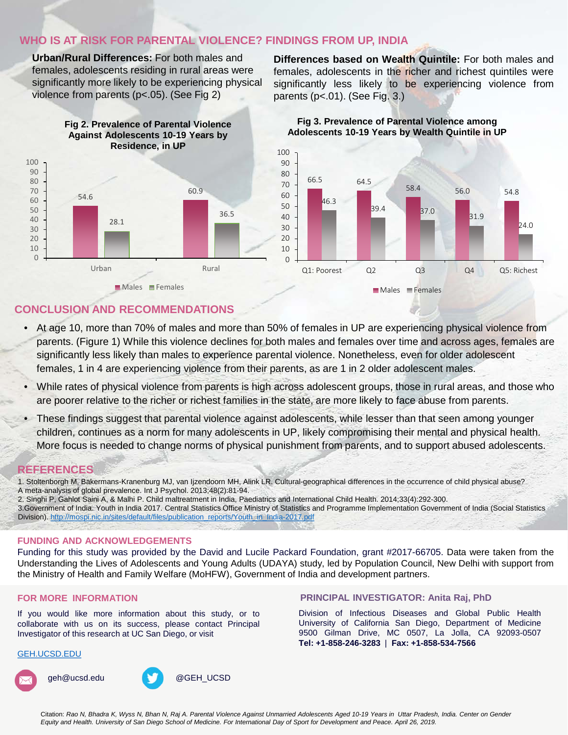## WHO IS AT RISK FOR PARENTAL VIOLENCE? FINDINGS FROM UP, INDIA

**Urban/Rural Differences:** For both males and females, adolescents residing in rural areas were significantly more likely to be experiencing physical violence from parents ($p<.05$). (See Fig 2)

**Fig 2. Prevalence of Parental Violence Against Adolescents 10-19 Years by Residence, in UP**

100
90
80
70
60
50
40
30
20
10
0

54.6
28.1
60.9
36.5

Urban
Rural

Males
Females

**Differences based on Wealth Quintile:** For both males and females, adolescents in the richer and richest quintiles were significantly less likely to be experiencing violence from parents ($p<.01$). (See Fig. 3.)

**Fig 3. Prevalence of Parental Violence among Adolescents 10-19 Years by Wealth Quintile in UP**

100
90
80
70
60
50
40
30
20
10
0

66.5
46.3
64.5
39.4
58.4
37.0
56.0
31.9
54.8
24.0

Q1: Poorest
Q2
Q3
Q4
Q5: Richest

Males
Females

## CONCLUSION AND RECOMMENDATIONS

- At age 10, more than 70% of males and more than 50% of females in UP are experiencing physical violence from parents. (Figure 1) While this violence declines for both males and females over time and across ages, females are significantly less likely than males to experience parental violence. Nonetheless, even for older adolescent females, 1 in 4 are experiencing violence from their parents, as are 1 in 2 older adolescent males.
- While rates of physical violence from parents is high across adolescent groups, those in rural areas, and those who are poorer relative to the richer or richest families in the state, are more likely to face abuse from parents.
- These findings suggest that parental violence against adolescents, while lesser than that seen among younger children, continues as a norm for many adolescents in UP, likely compromising their mental and physical health. More focus is needed to change norms of physical punishment from parents, and to support abused adolescents.

## REFERENCES

1. Stoltenborgh M, Bakermans-Kranenburg MJ, van Ijzendoorn MH, Alink LR. Cultural-geographical differences in the occurrence of child physical abuse? A meta-analysis of global prevalence. Int J Psychol. 2013;48(2):81-94.
2. Singhi P, Gahlot Saini A, & Malhi P. Child maltreatment in India, Paediatrics and International Child Health. 2014;33(4):292-300.
3. Government of India. Youth in India 2017. Central Statistics Office Ministry of Statistics and Programme Implementation Government of India (Social Statistics Division). http://mospi.nic.in/sites/default/files/publication_reports/Youth_in_India-2017.pdf

### FUNDING AND ACKNOWLEDGEMENTS

Funding for this study was provided by the David and Lucile Packard Foundation, grant #2017-66705. Data were taken from the Understanding the Lives of Adolescents and Young Adults (UDAYA) study, led by Population Council, New Delhi with support from the Ministry of Health and Family Welfare (MoHFW), Government of India and development partners.

### FOR MORE INFORMATION

If you would like more information about this study, or to collaborate with us on its success, please contact Principal Investigator of this research at UC San Diego, or visit

GEH.UCSD.EDU

geh@ucsd.edu

@GEH_UCSD

### PRINCIPAL INVESTIGATOR: Anita Raj, PhD

Division of Infectious Diseases and Global Public Health
University of California San Diego, Department of Medicine
9500 Gilman Drive, MC 0507, La Jolla, CA 92093-0507
**Tel: +1-858-246-3283 | Fax: +1-858-534-7566**

Citation: *Rao N, Bhadra K, Wyss N, Bhan N, Raj A. Parental Violence Against Unmarried Adolescents Aged 10-19 Years in Uttar Pradesh, India. Center on Gender Equity and Health. University of San Diego School of Medicine. For International Day of Sport for Development and Peace. April 26, 2019.*